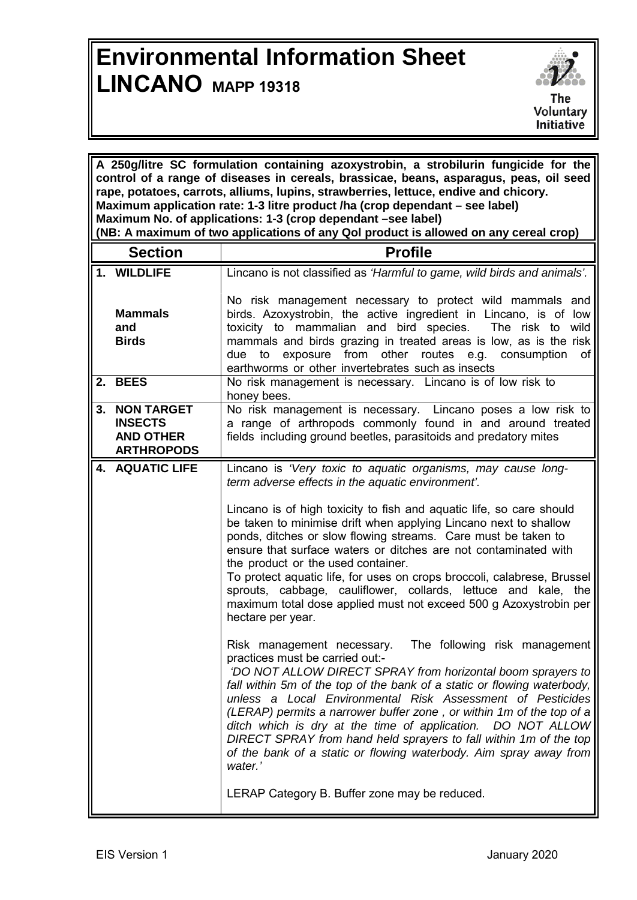# Environmental Information Sheet
# LINCANO MAPP 19318

The Voluntary Initiative

**A 250g/litre SC formulation containing azoxystrobin, a strobilurin fungicide for the control of a range of diseases in cereals, brassicae, beans, asparagus, peas, oil seed rape, potatoes, carrots, alliums, lupins, strawberries, lettuce, endive and chicory.**
**Maximum application rate: 1-3 litre product /ha (crop dependant – see label)**
**Maximum No. of applications: 1-3 (crop dependant –see label)**
**(NB: A maximum of two applications of any QoI product is allowed on any cereal crop)**

| Section | Profile |
|---|---|
| **1. WILDLIFE**<br><br>**Mammals and Birds** | Lincano is not classified as *'Harmful to game, wild birds and animals'.*<br><br>No risk management necessary to protect wild mammals and birds. Azoxystrobin, the active ingredient in Lincano, is of low toxicity to mammalian and bird species. The risk to wild mammals and birds grazing in treated areas is low, as is the risk due to exposure from other routes e.g. consumption of earthworms or other invertebrates such as insects |
| **2. BEES** | No risk management is necessary. Lincano is of low risk to honey bees. |
| **3. NON TARGET INSECTS AND OTHER ARTHROPODS** | No risk management is necessary. Lincano poses a low risk to a range of arthropods commonly found in and around treated fields including ground beetles, parasitoids and predatory mites |
| **4. AQUATIC LIFE** | Lincano is *'Very toxic to aquatic organisms, may cause long-term adverse effects in the aquatic environment'.*<br><br>Lincano is of high toxicity to fish and aquatic life, so care should be taken to minimise drift when applying Lincano next to shallow ponds, ditches or slow flowing streams. Care must be taken to ensure that surface waters or ditches are not contaminated with the product or the used container.<br>To protect aquatic life, for uses on crops broccoli, calabrese, Brussel sprouts, cabbage, cauliflower, collards, lettuce and kale, the maximum total dose applied must not exceed 500 g Azoxystrobin per hectare per year.<br><br>Risk management necessary. The following risk management practices must be carried out:-<br>*'DO NOT ALLOW DIRECT SPRAY from horizontal boom sprayers to fall within 5m of the top of the bank of a static or flowing waterbody, unless a Local Environmental Risk Assessment of Pesticides (LERAP) permits a narrower buffer zone , or within 1m of the top of a ditch which is dry at the time of application. DO NOT ALLOW DIRECT SPRAY from hand held sprayers to fall within 1m of the top of the bank of a static or flowing waterbody. Aim spray away from water.'*<br><br>LERAP Category B. Buffer zone may be reduced. |

EIS Version 1 January 2020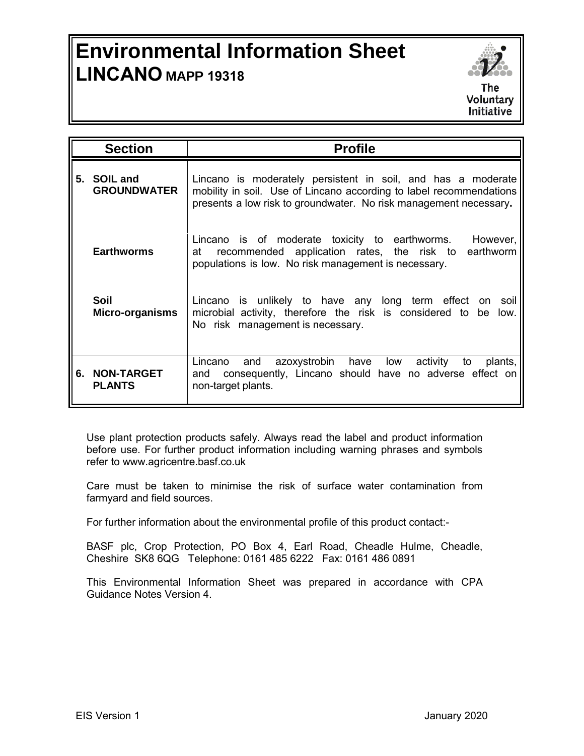# Environmental Information Sheet

## LINCANO MAPP 19318

The Voluntary Initiative

| Section | Profile |
|---|---|
| **5. SOIL and GROUNDWATER** | Lincano is moderately persistent in soil, and has a moderate mobility in soil. Use of Lincano according to label recommendations presents a low risk to groundwater. No risk management necessary**.** |
| **Earthworms** | Lincano is of moderate toxicity to earthworms. However, at recommended application rates, the risk to earthworm populations is low. No risk management is necessary. |
| **Soil Micro-organisms** | Lincano is unlikely to have any long term effect on soil microbial activity, therefore the risk is considered to be low. No risk management is necessary. |
| **6. NON-TARGET PLANTS** | Lincano and azoxystrobin have low activity to plants, and consequently, Lincano should have no adverse effect on non-target plants. |

Use plant protection products safely. Always read the label and product information before use. For further product information including warning phrases and symbols refer to www.agricentre.basf.co.uk

Care must be taken to minimise the risk of surface water contamination from farmyard and field sources.

For further information about the environmental profile of this product contact:-

BASF plc, Crop Protection, PO Box 4, Earl Road, Cheadle Hulme, Cheadle, Cheshire SK8 6QG Telephone: 0161 485 6222 Fax: 0161 486 0891

This Environmental Information Sheet was prepared in accordance with CPA Guidance Notes Version 4.

EIS Version 1 January 2020